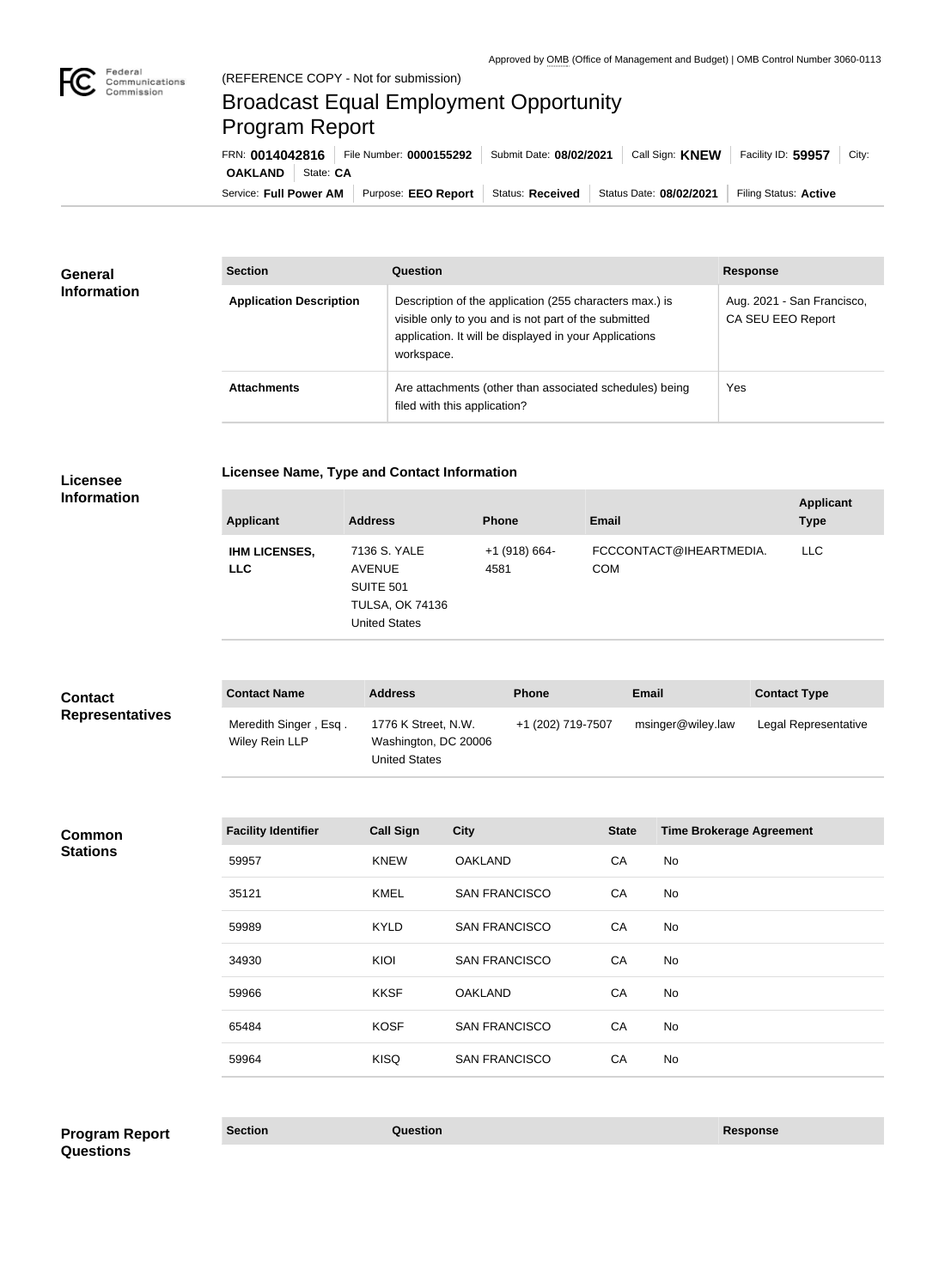Approved by OMB (Office of Management and Budget) | OMB Control Number 3060-0113

(REFERENCE COPY - Not for submission)

# Broadcast Equal Employment Opportunity Program Report

FRN: **0014042816** | File Number: **0000155292** | Submit Date: **08/02/2021** | Call Sign: **KNEW** | Facility ID: **59957** | City: **OAKLAND** | State: **CA**

Service: **Full Power AM** | Purpose: **EEO Report** | Status: **Received** | Status Date: **08/02/2021** | Filing Status: **Active**

## General Information

| Section | Question | Response |
| --- | --- | --- |
| **Application Description** | Description of the application (255 characters max.) is visible only to you and is not part of the submitted application. It will be displayed in your Applications workspace. | Aug. 2021 - San Francisco, CA SEU EEO Report |
| **Attachments** | Are attachments (other than associated schedules) being filed with this application? | Yes |

## Licensee Information

### Licensee Name, Type and Contact Information

| Applicant | Address | Phone | Email | Applicant Type |
| --- | --- | --- | --- | --- |
| **IHM LICENSES, LLC** | 7136 S. YALE AVENUE SUITE 501 TULSA, OK 74136 United States | +1 (918) 664-4581 | FCCCONTACT@IHEARTMEDIA.COM | LLC |

## Contact Representatives

| Contact Name | Address | Phone | Email | Contact Type |
| --- | --- | --- | --- | --- |
| Meredith Singer , Esq . Wiley Rein LLP | 1776 K Street, N.W. Washington, DC 20006 United States | +1 (202) 719-7507 | msinger@wiley.law | Legal Representative |

## Common Stations

| Facility Identifier | Call Sign | City | State | Time Brokerage Agreement |
| --- | --- | --- | --- | --- |
| 59957 | KNEW | OAKLAND | CA | No |
| 35121 | KMEL | SAN FRANCISCO | CA | No |
| 59989 | KYLD | SAN FRANCISCO | CA | No |
| 34930 | KIOI | SAN FRANCISCO | CA | No |
| 59966 | KKSF | OAKLAND | CA | No |
| 65484 | KOSF | SAN FRANCISCO | CA | No |
| 59964 | KISQ | SAN FRANCISCO | CA | No |

## Program Report Questions

| Section | Question | Response |
| --- | --- | --- |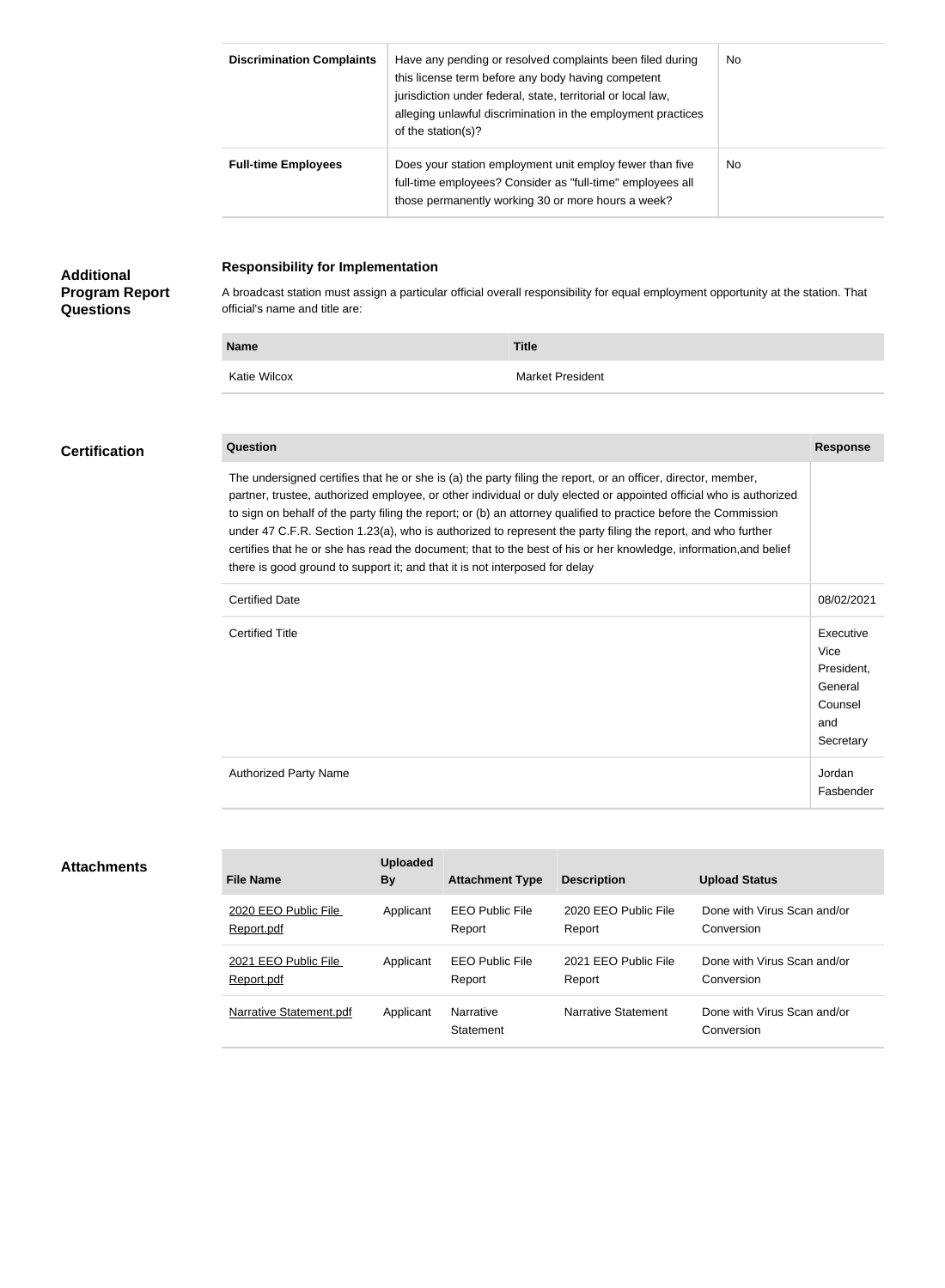| | | |
|---|---|---|
| **Discrimination Complaints** | Have any pending or resolved complaints been filed during this license term before any body having competent jurisdiction under federal, state, territorial or local law, alleging unlawful discrimination in the employment practices of the station(s)? | No |
| **Full-time Employees** | Does your station employment unit employ fewer than five full-time employees? Consider as "full-time" employees all those permanently working 30 or more hours a week? | No |

## Additional Program Report Questions

### Responsibility for Implementation

A broadcast station must assign a particular official overall responsibility for equal employment opportunity at the station. That official's name and title are:

| Name | Title |
|---|---|
| Katie Wilcox | Market President |

## Certification

| Question | Response |
|---|---|
| The undersigned certifies that he or she is (a) the party filing the report, or an officer, director, member, partner, trustee, authorized employee, or other individual or duly elected or appointed official who is authorized to sign on behalf of the party filing the report; or (b) an attorney qualified to practice before the Commission under 47 C.F.R. Section 1.23(a), who is authorized to represent the party filing the report, and who further certifies that he or she has read the document; that to the best of his or her knowledge, information,and belief there is good ground to support it; and that it is not interposed for delay | |
| Certified Date | 08/02/2021 |
| Certified Title | Executive Vice President, General Counsel and Secretary |
| Authorized Party Name | Jordan Fasbender |

## Attachments

| File Name | Uploaded By | Attachment Type | Description | Upload Status |
|---|---|---|---|---|
| 2020 EEO Public File Report.pdf | Applicant | EEO Public File Report | 2020 EEO Public File Report | Done with Virus Scan and/or Conversion |
| 2021 EEO Public File Report.pdf | Applicant | EEO Public File Report | 2021 EEO Public File Report | Done with Virus Scan and/or Conversion |
| Narrative Statement.pdf | Applicant | Narrative Statement | Narrative Statement | Done with Virus Scan and/or Conversion |